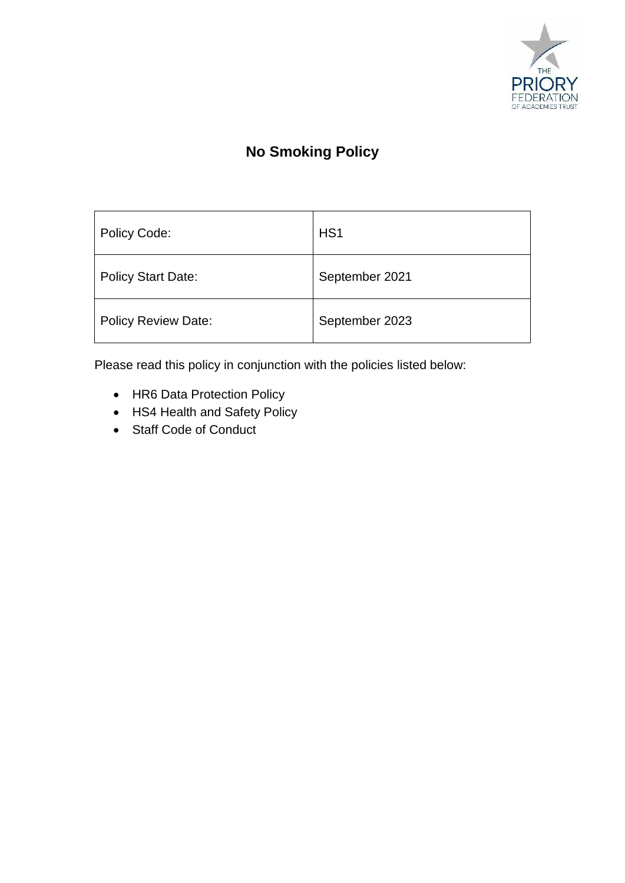# No Smoking Policy

| Policy Code: | HS1 |
|---|---|
| Policy Start Date: | September 2021 |
| Policy Review Date: | September 2023 |

Please read this policy in conjunction with the policies listed below:

- HR6 Data Protection Policy
- HS4 Health and Safety Policy
- Staff Code of Conduct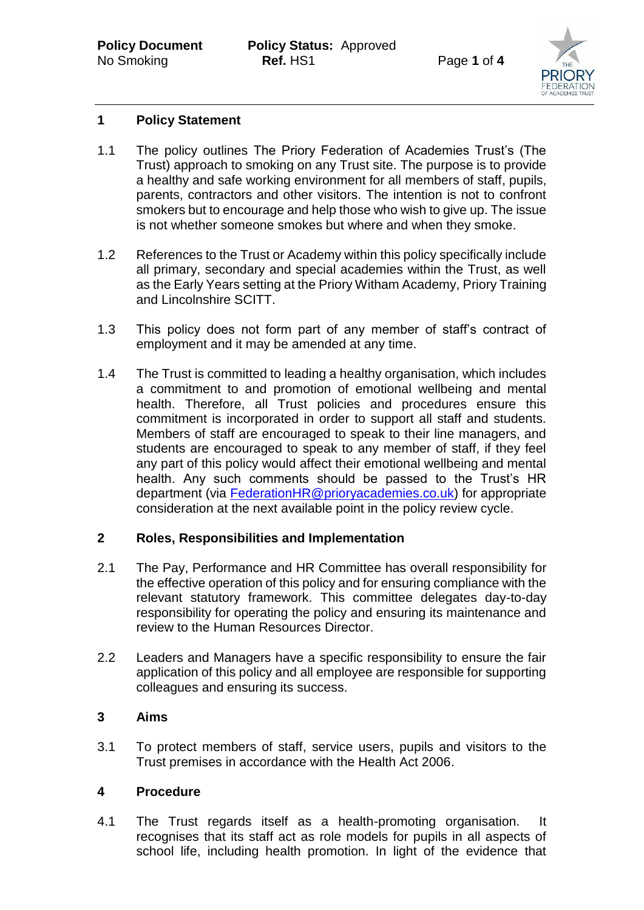## 1 Policy Statement

1.1 The policy outlines The Priory Federation of Academies Trust's (The Trust) approach to smoking on any Trust site. The purpose is to provide a healthy and safe working environment for all members of staff, pupils, parents, contractors and other visitors. The intention is not to confront smokers but to encourage and help those who wish to give up. The issue is not whether someone smokes but where and when they smoke.

1.2 References to the Trust or Academy within this policy specifically include all primary, secondary and special academies within the Trust, as well as the Early Years setting at the Priory Witham Academy, Priory Training and Lincolnshire SCITT.

1.3 This policy does not form part of any member of staff's contract of employment and it may be amended at any time.

1.4 The Trust is committed to leading a healthy organisation, which includes a commitment to and promotion of emotional wellbeing and mental health. Therefore, all Trust policies and procedures ensure this commitment is incorporated in order to support all staff and students. Members of staff are encouraged to speak to their line managers, and students are encouraged to speak to any member of staff, if they feel any part of this policy would affect their emotional wellbeing and mental health. Any such comments should be passed to the Trust's HR department (via FederationHR@prioryacademies.co.uk) for appropriate consideration at the next available point in the policy review cycle.

## 2 Roles, Responsibilities and Implementation

2.1 The Pay, Performance and HR Committee has overall responsibility for the effective operation of this policy and for ensuring compliance with the relevant statutory framework. This committee delegates day-to-day responsibility for operating the policy and ensuring its maintenance and review to the Human Resources Director.

2.2 Leaders and Managers have a specific responsibility to ensure the fair application of this policy and all employee are responsible for supporting colleagues and ensuring its success.

## 3 Aims

3.1 To protect members of staff, service users, pupils and visitors to the Trust premises in accordance with the Health Act 2006.

## 4 Procedure

4.1 The Trust regards itself as a health-promoting organisation. It recognises that its staff act as role models for pupils in all aspects of school life, including health promotion. In light of the evidence that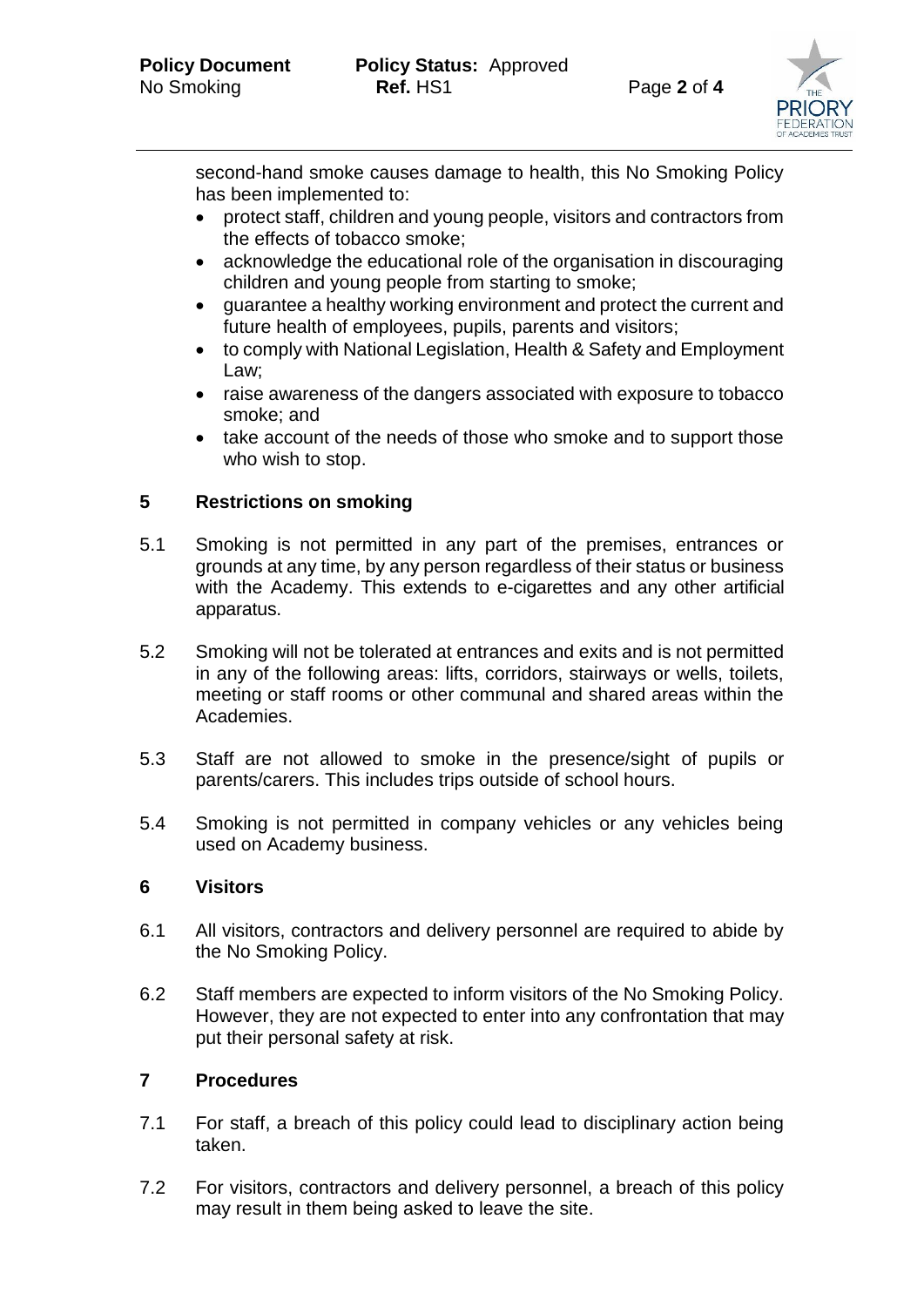second-hand smoke causes damage to health, this No Smoking Policy has been implemented to:

- protect staff, children and young people, visitors and contractors from the effects of tobacco smoke;
- acknowledge the educational role of the organisation in discouraging children and young people from starting to smoke;
- guarantee a healthy working environment and protect the current and future health of employees, pupils, parents and visitors;
- to comply with National Legislation, Health & Safety and Employment Law;
- raise awareness of the dangers associated with exposure to tobacco smoke; and
- take account of the needs of those who smoke and to support those who wish to stop.

## 5 Restrictions on smoking

5.1 Smoking is not permitted in any part of the premises, entrances or grounds at any time, by any person regardless of their status or business with the Academy. This extends to e-cigarettes and any other artificial apparatus.

5.2 Smoking will not be tolerated at entrances and exits and is not permitted in any of the following areas: lifts, corridors, stairways or wells, toilets, meeting or staff rooms or other communal and shared areas within the Academies.

5.3 Staff are not allowed to smoke in the presence/sight of pupils or parents/carers. This includes trips outside of school hours.

5.4 Smoking is not permitted in company vehicles or any vehicles being used on Academy business.

## 6 Visitors

6.1 All visitors, contractors and delivery personnel are required to abide by the No Smoking Policy.

6.2 Staff members are expected to inform visitors of the No Smoking Policy. However, they are not expected to enter into any confrontation that may put their personal safety at risk.

## 7 Procedures

7.1 For staff, a breach of this policy could lead to disciplinary action being taken.

7.2 For visitors, contractors and delivery personnel, a breach of this policy may result in them being asked to leave the site.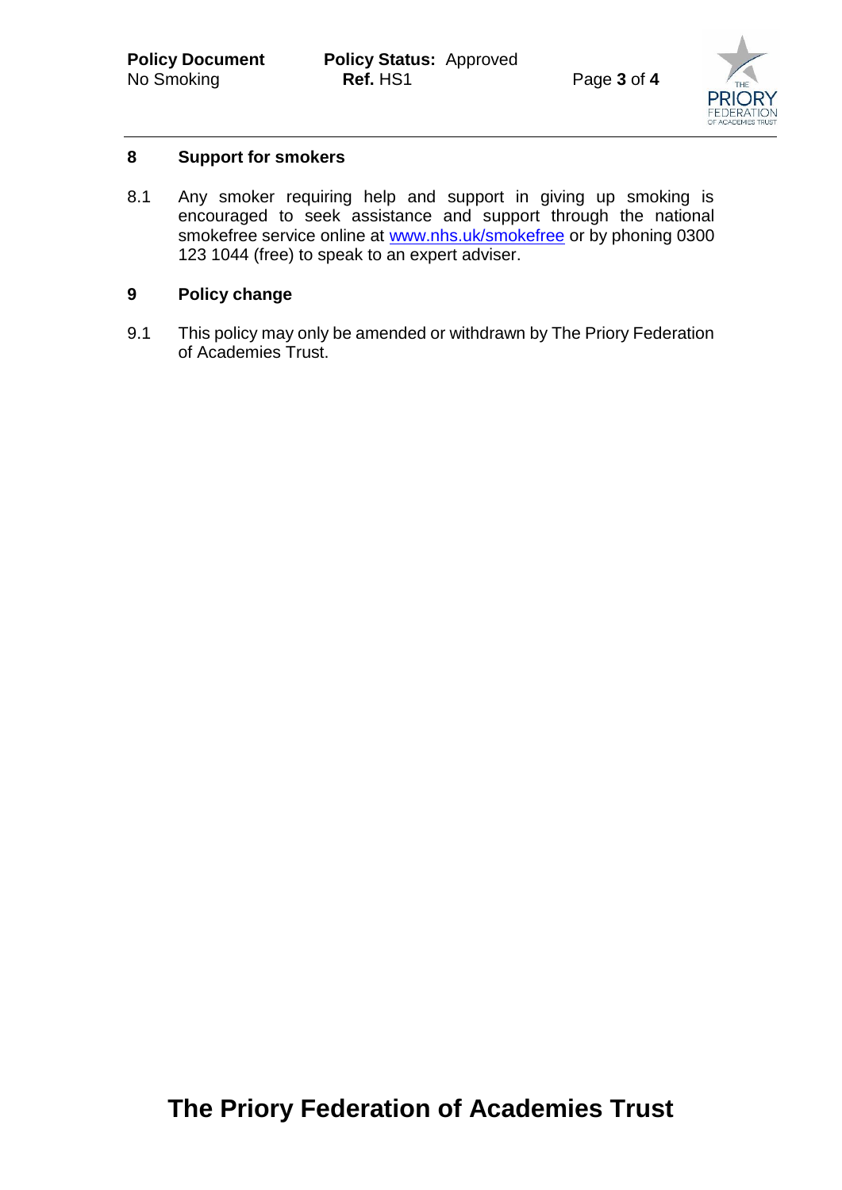## 8 Support for smokers

8.1 Any smoker requiring help and support in giving up smoking is encouraged to seek assistance and support through the national smokefree service online at www.nhs.uk/smokefree or by phoning 0300 123 1044 (free) to speak to an expert adviser.

## 9 Policy change

9.1 This policy may only be amended or withdrawn by The Priory Federation of Academies Trust.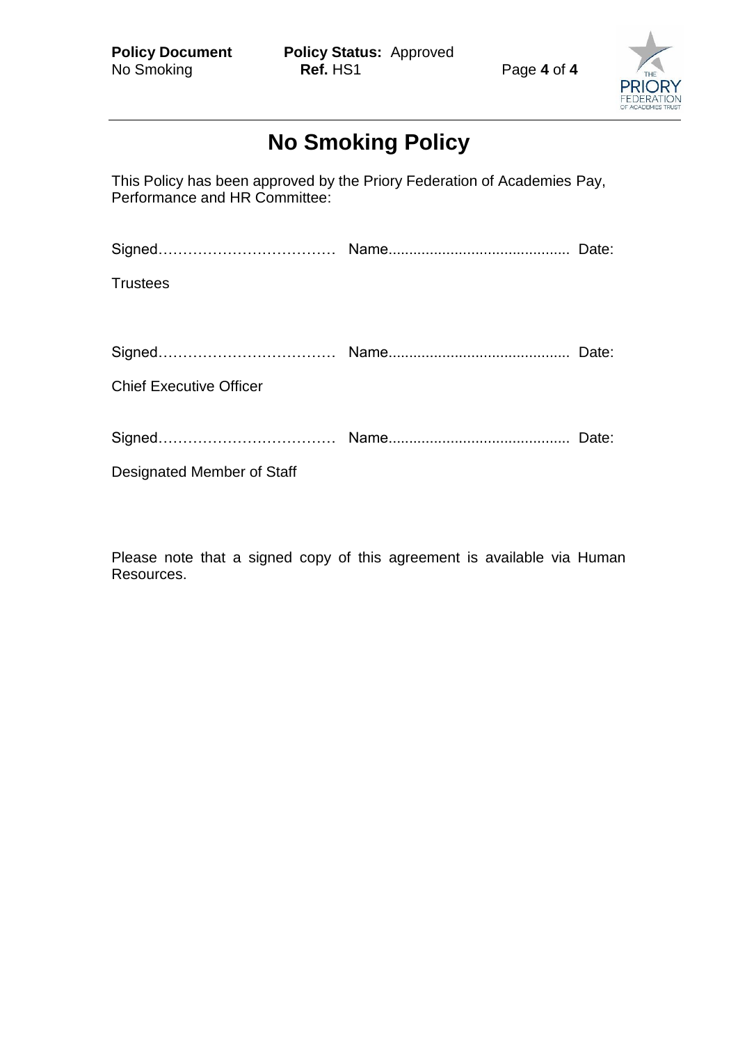# No Smoking Policy

This Policy has been approved by the Priory Federation of Academies Pay, Performance and HR Committee:

Signed……………………………… Name........................................... Date:

Trustees

Signed……………………………… Name........................................... Date:

Chief Executive Officer

Signed……………………………… Name........................................... Date:

Designated Member of Staff

Please note that a signed copy of this agreement is available via Human Resources.